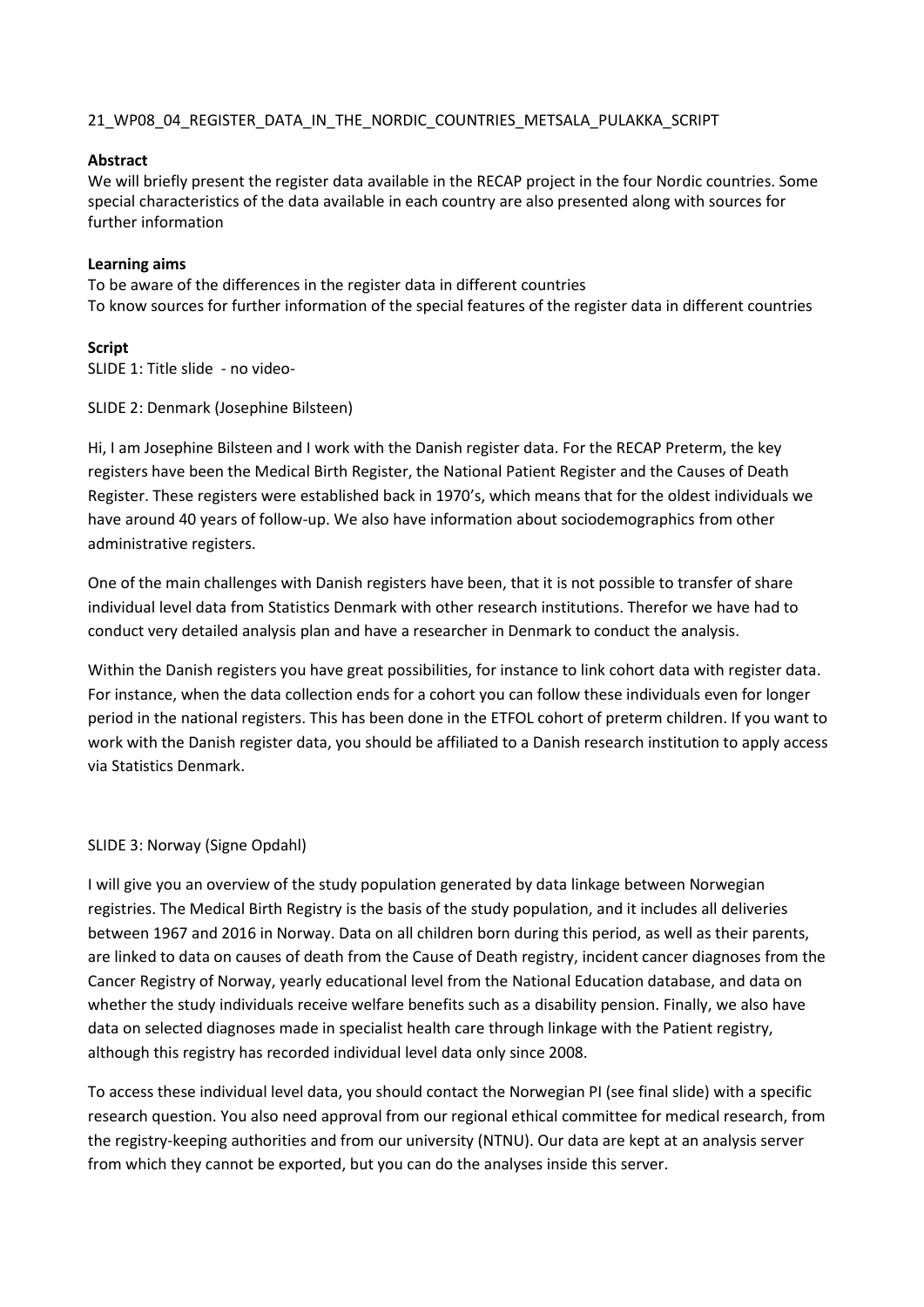21_WP08_04_REGISTER_DATA_IN_THE_NORDIC_COUNTRIES_METSALA_PULAKKA_SCRIPT

**Abstract**

We will briefly present the register data available in the RECAP project in the four Nordic countries. Some special characteristics of the data available in each country are also presented along with sources for further information

**Learning aims**

To be aware of the differences in the register data in different countries

To know sources for further information of the special features of the register data in different countries

**Script**

SLIDE 1: Title slide - no video-

SLIDE 2: Denmark (Josephine Bilsteen)

Hi, I am Josephine Bilsteen and I work with the Danish register data. For the RECAP Preterm, the key registers have been the Medical Birth Register, the National Patient Register and the Causes of Death Register. These registers were established back in 1970's, which means that for the oldest individuals we have around 40 years of follow-up. We also have information about sociodemographics from other administrative registers.

One of the main challenges with Danish registers have been, that it is not possible to transfer of share individual level data from Statistics Denmark with other research institutions. Therefor we have had to conduct very detailed analysis plan and have a researcher in Denmark to conduct the analysis.

Within the Danish registers you have great possibilities, for instance to link cohort data with register data. For instance, when the data collection ends for a cohort you can follow these individuals even for longer period in the national registers. This has been done in the ETFOL cohort of preterm children. If you want to work with the Danish register data, you should be affiliated to a Danish research institution to apply access via Statistics Denmark.

SLIDE 3: Norway (Signe Opdahl)

I will give you an overview of the study population generated by data linkage between Norwegian registries. The Medical Birth Registry is the basis of the study population, and it includes all deliveries between 1967 and 2016 in Norway. Data on all children born during this period, as well as their parents, are linked to data on causes of death from the Cause of Death registry, incident cancer diagnoses from the Cancer Registry of Norway, yearly educational level from the National Education database, and data on whether the study individuals receive welfare benefits such as a disability pension. Finally, we also have data on selected diagnoses made in specialist health care through linkage with the Patient registry, although this registry has recorded individual level data only since 2008.

To access these individual level data, you should contact the Norwegian PI (see final slide) with a specific research question. You also need approval from our regional ethical committee for medical research, from the registry-keeping authorities and from our university (NTNU). Our data are kept at an analysis server from which they cannot be exported, but you can do the analyses inside this server.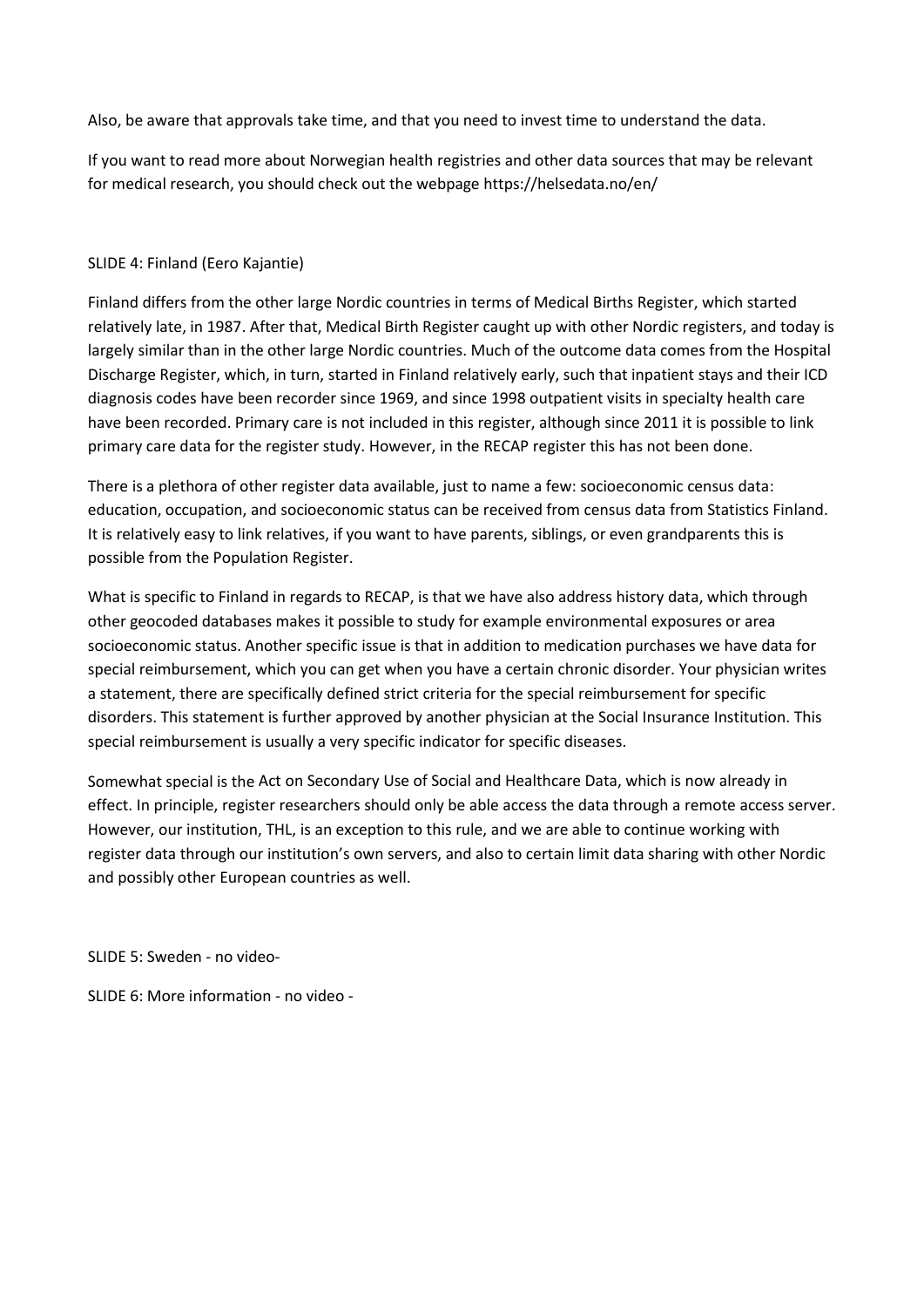Also, be aware that approvals take time, and that you need to invest time to understand the data.

If you want to read more about Norwegian health registries and other data sources that may be relevant for medical research, you should check out the webpage https://helsedata.no/en/

SLIDE 4: Finland (Eero Kajantie)

Finland differs from the other large Nordic countries in terms of Medical Births Register, which started relatively late, in 1987. After that, Medical Birth Register caught up with other Nordic registers, and today is largely similar than in the other large Nordic countries. Much of the outcome data comes from the Hospital Discharge Register, which, in turn, started in Finland relatively early, such that inpatient stays and their ICD diagnosis codes have been recorder since 1969, and since 1998 outpatient visits in specialty health care have been recorded. Primary care is not included in this register, although since 2011 it is possible to link primary care data for the register study. However, in the RECAP register this has not been done.

There is a plethora of other register data available, just to name a few: socioeconomic census data: education, occupation, and socioeconomic status can be received from census data from Statistics Finland. It is relatively easy to link relatives, if you want to have parents, siblings, or even grandparents this is possible from the Population Register.

What is specific to Finland in regards to RECAP, is that we have also address history data, which through other geocoded databases makes it possible to study for example environmental exposures or area socioeconomic status. Another specific issue is that in addition to medication purchases we have data for special reimbursement, which you can get when you have a certain chronic disorder. Your physician writes a statement, there are specifically defined strict criteria for the special reimbursement for specific disorders. This statement is further approved by another physician at the Social Insurance Institution. This special reimbursement is usually a very specific indicator for specific diseases.

Somewhat special is the Act on Secondary Use of Social and Healthcare Data, which is now already in effect. In principle, register researchers should only be able access the data through a remote access server. However, our institution, THL, is an exception to this rule, and we are able to continue working with register data through our institution's own servers, and also to certain limit data sharing with other Nordic and possibly other European countries as well.

SLIDE 5: Sweden - no video-

SLIDE 6: More information - no video -